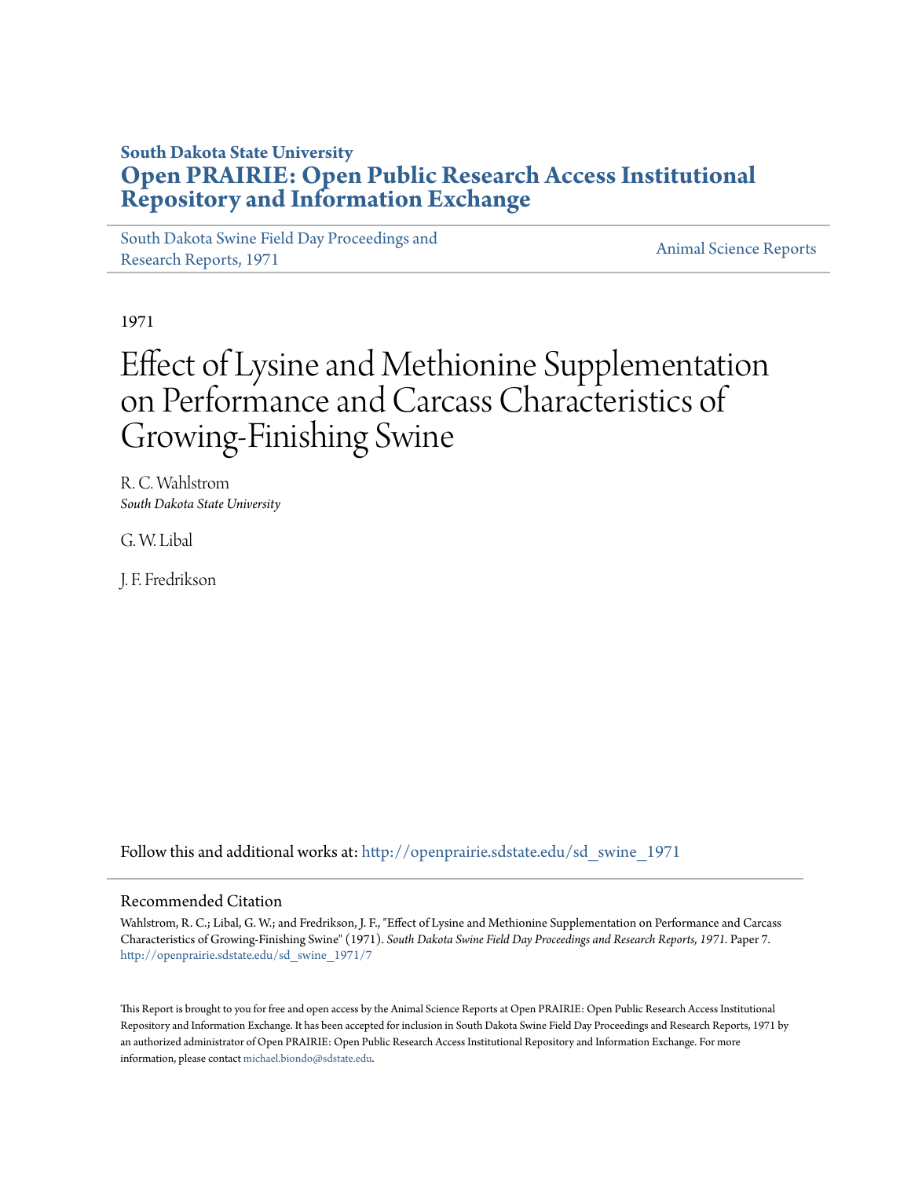**South Dakota State University**

# Open PRAIRIE: Open Public Research Access Institutional Repository and Information Exchange

South Dakota Swine Field Day Proceedings and Research Reports, 1971

Animal Science Reports

1971

# Effect of Lysine and Methionine Supplementation on Performance and Carcass Characteristics of Growing-Finishing Swine

R. C. Wahlstrom
*South Dakota State University*

G. W. Libal

J. F. Fredrikson

Follow this and additional works at: http://openprairie.sdstate.edu/sd_swine_1971

## Recommended Citation

Wahlstrom, R. C.; Libal, G. W.; and Fredrikson, J. F., "Effect of Lysine and Methionine Supplementation on Performance and Carcass Characteristics of Growing-Finishing Swine" (1971). *South Dakota Swine Field Day Proceedings and Research Reports, 1971.* Paper 7.
http://openprairie.sdstate.edu/sd_swine_1971/7

This Report is brought to you for free and open access by the Animal Science Reports at Open PRAIRIE: Open Public Research Access Institutional Repository and Information Exchange. It has been accepted for inclusion in South Dakota Swine Field Day Proceedings and Research Reports, 1971 by an authorized administrator of Open PRAIRIE: Open Public Research Access Institutional Repository and Information Exchange. For more information, please contact michael.biondo@sdstate.edu.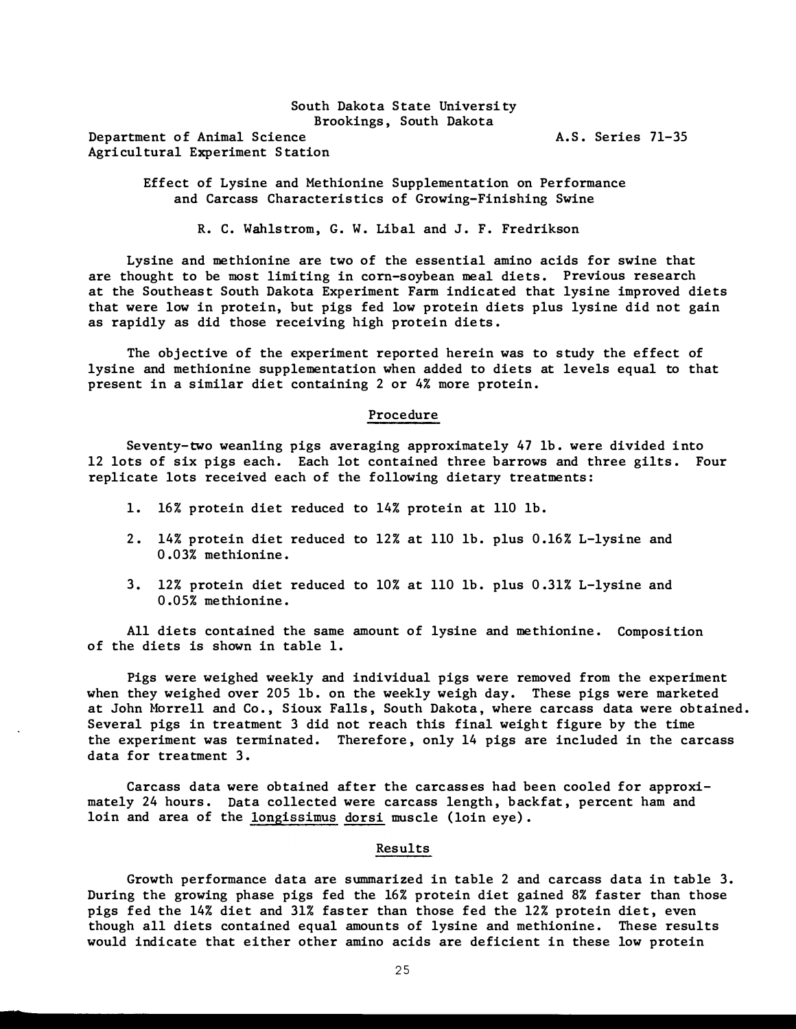South Dakota State University
Brookings, South Dakota

Department of Animal Science
Agricultural Experiment Station

A.S. Series 71-35

# Effect of Lysine and Methionine Supplementation on Performance and Carcass Characteristics of Growing-Finishing Swine

R. C. Wahlstrom, G. W. Libal and J. F. Fredrikson

Lysine and methionine are two of the essential amino acids for swine that are thought to be most limiting in corn-soybean meal diets. Previous research at the Southeast South Dakota Experiment Farm indicated that lysine improved diets that were low in protein, but pigs fed low protein diets plus lysine did not gain as rapidly as did those receiving high protein diets.

The objective of the experiment reported herein was to study the effect of lysine and methionine supplementation when added to diets at levels equal to that present in a similar diet containing 2 or 4% more protein.

## Procedure

Seventy-two weanling pigs averaging approximately 47 lb. were divided into 12 lots of six pigs each. Each lot contained three barrows and three gilts. Four replicate lots received each of the following dietary treatments:

1. 16% protein diet reduced to 14% protein at 110 lb.
2. 14% protein diet reduced to 12% at 110 lb. plus 0.16% L-lysine and 0.03% methionine.
3. 12% protein diet reduced to 10% at 110 lb. plus 0.31% L-lysine and 0.05% methionine.

All diets contained the same amount of lysine and methionine. Composition of the diets is shown in table 1.

Pigs were weighed weekly and individual pigs were removed from the experiment when they weighed over 205 lb. on the weekly weigh day. These pigs were marketed at John Morrell and Co., Sioux Falls, South Dakota, where carcass data were obtained. Several pigs in treatment 3 did not reach this final weight figure by the time the experiment was terminated. Therefore, only 14 pigs are included in the carcass data for treatment 3.

Carcass data were obtained after the carcasses had been cooled for approximately 24 hours. Data collected were carcass length, backfat, percent ham and loin and area of the *longissimus dorsi* muscle (loin eye).

## Results

Growth performance data are summarized in table 2 and carcass data in table 3. During the growing phase pigs fed the 16% protein diet gained 8% faster than those pigs fed the 14% diet and 31% faster than those fed the 12% protein diet, even though all diets contained equal amounts of lysine and methionine. These results would indicate that either other amino acids are deficient in these low protein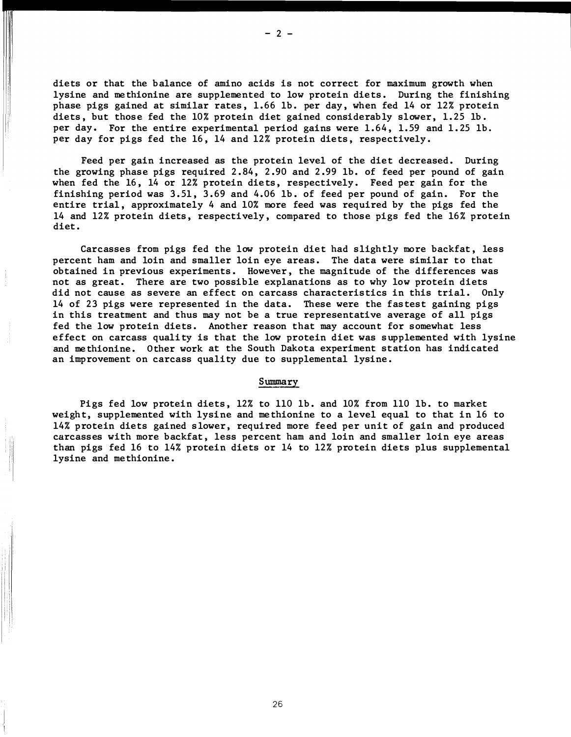diets or that the balance of amino acids is not correct for maximum growth when lysine and methionine are supplemented to low protein diets. During the finishing phase pigs gained at similar rates, 1.66 lb. per day, when fed 14 or 12% protein diets, but those fed the 10% protein diet gained considerably slower, 1.25 lb. per day. For the entire experimental period gains were 1.64, 1.59 and 1.25 lb. per day for pigs fed the 16, 14 and 12% protein diets, respectively.

Feed per gain increased as the protein level of the diet decreased. During the growing phase pigs required 2.84, 2.90 and 2.99 lb. of feed per pound of gain when fed the 16, 14 or 12% protein diets, respectively. Feed per gain for the finishing period was 3.51, 3.69 and 4.06 lb. of feed per pound of gain. For the entire trial, approximately 4 and 10% more feed was required by the pigs fed the 14 and 12% protein diets, respectively, compared to those pigs fed the 16% protein diet.

Carcasses from pigs fed the low protein diet had slightly more backfat, less percent ham and loin and smaller loin eye areas. The data were similar to that obtained in previous experiments. However, the magnitude of the differences was not as great. There are two possible explanations as to why low protein diets did not cause as severe an effect on carcass characteristics in this trial. Only 14 of 23 pigs were represented in the data. These were the fastest gaining pigs in this treatment and thus may not be a true representative average of all pigs fed the low protein diets. Another reason that may account for somewhat less effect on carcass quality is that the low protein diet was supplemented with lysine and methionine. Other work at the South Dakota experiment station has indicated an improvement on carcass quality due to supplemental lysine.

## Summary

Pigs fed low protein diets, 12% to 110 lb. and 10% from 110 lb. to market weight, supplemented with lysine and methionine to a level equal to that in 16 to 14% protein diets gained slower, required more feed per unit of gain and produced carcasses with more backfat, less percent ham and loin and smaller loin eye areas than pigs fed 16 to 14% protein diets or 14 to 12% protein diets plus supplemental lysine and methionine.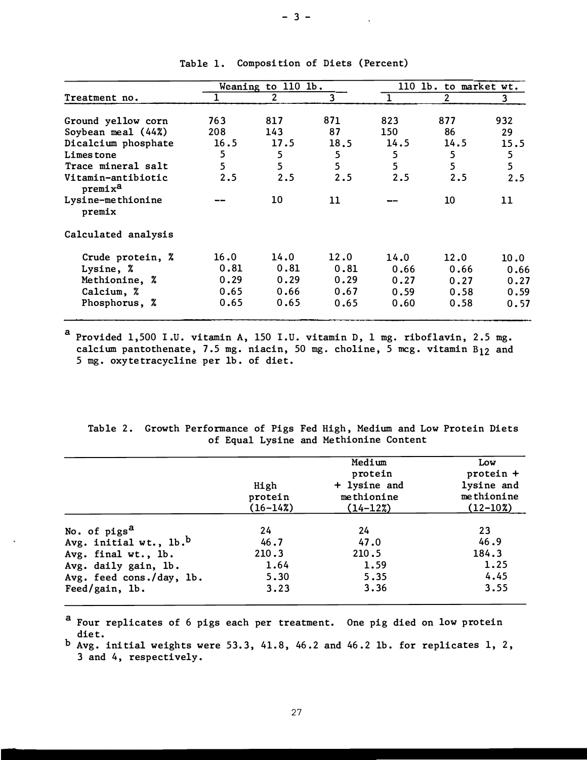Table 1. Composition of Diets (Percent)

| Treatment no. | Weaning to 110 lb. 1 | 2 | 3 | 110 lb. to market wt. 1 | 2 | 3 |
|---|---|---|---|---|---|---|
| Ground yellow corn | 763 | 817 | 871 | 823 | 877 | 932 |
| Soybean meal (44%) | 208 | 143 | 87 | 150 | 86 | 29 |
| Dicalcium phosphate | 16.5 | 17.5 | 18.5 | 14.5 | 14.5 | 15.5 |
| Limestone | 5 | 5 | 5 | 5 | 5 | 5 |
| Trace mineral salt | 5 | 5 | 5 | 5 | 5 | 5 |
| Vitamin-antibiotic premix[a] | 2.5 | 2.5 | 2.5 | 2.5 | 2.5 | 2.5 |
| Lysine-methionine premix | -- | 10 | 11 | -- | 10 | 11 |
| Calculated analysis | | | | | | |
| Crude protein, % | 16.0 | 14.0 | 12.0 | 14.0 | 12.0 | 10.0 |
| Lysine, % | 0.81 | 0.81 | 0.81 | 0.66 | 0.66 | 0.66 |
| Methionine, % | 0.29 | 0.29 | 0.29 | 0.27 | 0.27 | 0.27 |
| Calcium, % | 0.65 | 0.66 | 0.67 | 0.59 | 0.58 | 0.59 |
| Phosphorus, % | 0.65 | 0.65 | 0.65 | 0.60 | 0.58 | 0.57 |

[a] Provided 1,500 I.U. vitamin A, 150 I.U. vitamin D, 1 mg. riboflavin, 2.5 mg. calcium pantothenate, 7.5 mg. niacin, 50 mg. choline, 5 mcg. vitamin $B_{12}$ and 5 mg. oxytetracycline per lb. of diet.

Table 2. Growth Performance of Pigs Fed High, Medium and Low Protein Diets of Equal Lysine and Methionine Content

| | High protein (16-14%) | Medium protein + lysine and methionine (14-12%) | Low protein + lysine and methionine (12-10%) |
|---|---|---|---|
| No. of pigs[a] | 24 | 24 | 23 |
| Avg. initial wt., lb.[b] | 46.7 | 47.0 | 46.9 |
| Avg. final wt., lb. | 210.3 | 210.5 | 184.3 |
| Avg. daily gain, lb. | 1.64 | 1.59 | 1.25 |
| Avg. feed cons./day, lb. | 5.30 | 5.35 | 4.45 |
| Feed/gain, lb. | 3.23 | 3.36 | 3.55 |

[a] Four replicates of 6 pigs each per treatment. One pig died on low protein diet.

[b] Avg. initial weights were 53.3, 41.8, 46.2 and 46.2 lb. for replicates 1, 2, 3 and 4, respectively.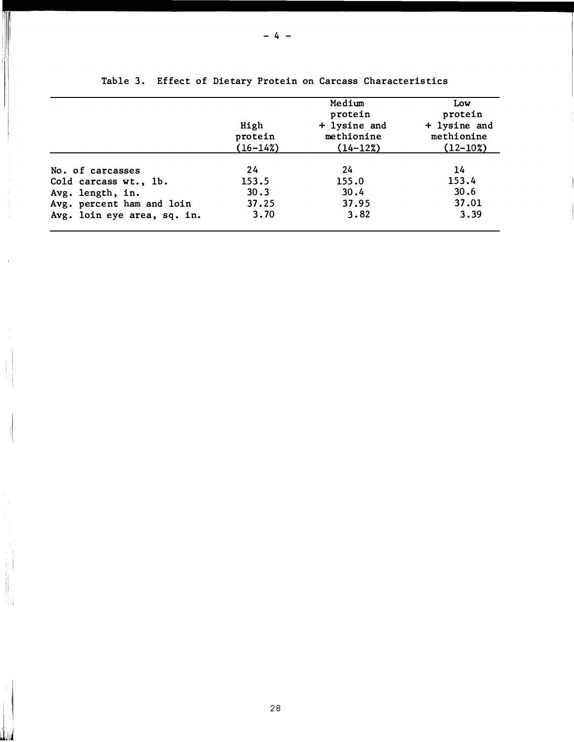Table 3. Effect of Dietary Protein on Carcass Characteristics

| | High protein (16-14%) | Medium protein + lysine and methionine (14-12%) | Low protein + lysine and methionine (12-10%) |
|---|---|---|---|
| No. of carcasses | 24 | 24 | 14 |
| Cold carcass wt., lb. | 153.5 | 155.0 | 153.4 |
| Avg. length, in. | 30.3 | 30.4 | 30.6 |
| Avg. percent ham and loin | 37.25 | 37.95 | 37.01 |
| Avg. loin eye area, sq. in. | 3.70 | 3.82 | 3.39 |